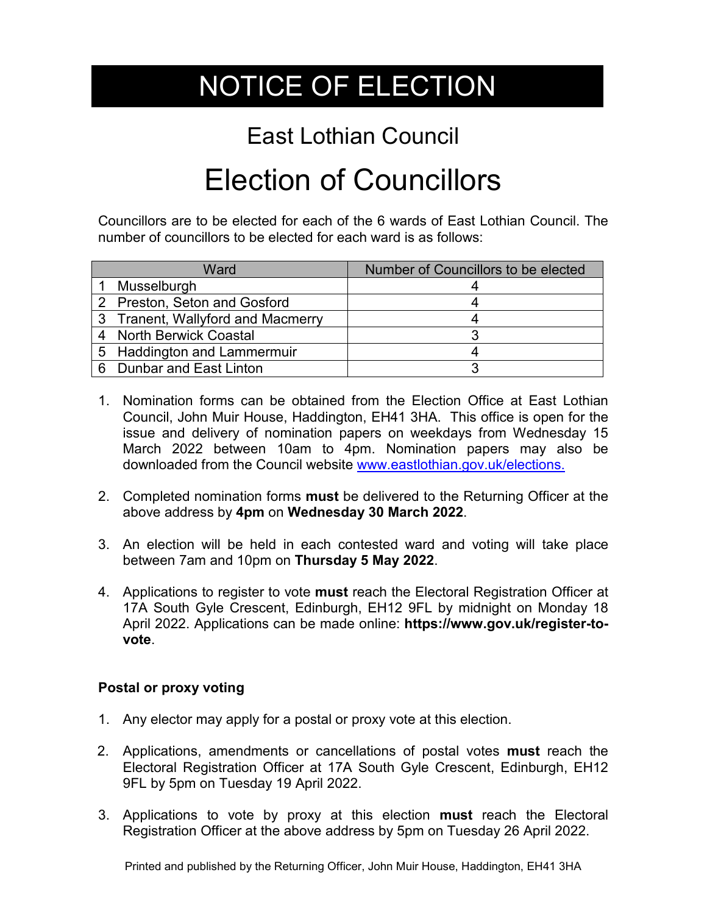# NOTICE OF ELECTION

## East Lothian Council

# Election of Councillors

Councillors are to be elected for each of the 6 wards of East Lothian Council. The number of councillors to be elected for each ward is as follows:

| Ward | Number of Councillors to be elected |
|---|---|
| 1 Musselburgh | 4 |
| 2 Preston, Seton and Gosford | 4 |
| 3 Tranent, Wallyford and Macmerry | 4 |
| 4 North Berwick Coastal | 3 |
| 5 Haddington and Lammermuir | 4 |
| 6 Dunbar and East Linton | 3 |

1. Nomination forms can be obtained from the Election Office at East Lothian Council, John Muir House, Haddington, EH41 3HA. This office is open for the issue and delivery of nomination papers on weekdays from Wednesday 15 March 2022 between 10am to 4pm. Nomination papers may also be downloaded from the Council website [www.eastlothian.gov.uk/elections.](www.eastlothian.gov.uk/elections)

2. Completed nomination forms **must** be delivered to the Returning Officer at the above address by **4pm** on **Wednesday 30 March 2022**.

3. An election will be held in each contested ward and voting will take place between 7am and 10pm on **Thursday 5 May 2022**.

4. Applications to register to vote **must** reach the Electoral Registration Officer at 17A South Gyle Crescent, Edinburgh, EH12 9FL by midnight on Monday 18 April 2022. Applications can be made online: **https://www.gov.uk/register-to-vote**.

**Postal or proxy voting**

1. Any elector may apply for a postal or proxy vote at this election.

2. Applications, amendments or cancellations of postal votes **must** reach the Electoral Registration Officer at 17A South Gyle Crescent, Edinburgh, EH12 9FL by 5pm on Tuesday 19 April 2022.

3. Applications to vote by proxy at this election **must** reach the Electoral Registration Officer at the above address by 5pm on Tuesday 26 April 2022.

Printed and published by the Returning Officer, John Muir House, Haddington, EH41 3HA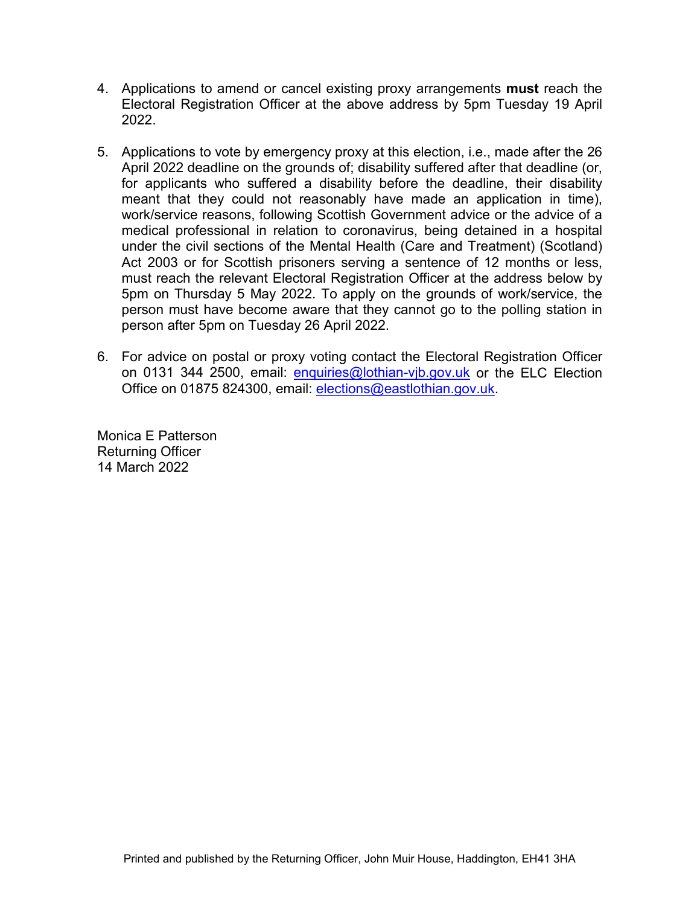4. Applications to amend or cancel existing proxy arrangements **must** reach the Electoral Registration Officer at the above address by 5pm Tuesday 19 April 2022.

5. Applications to vote by emergency proxy at this election, i.e., made after the 26 April 2022 deadline on the grounds of; disability suffered after that deadline (or, for applicants who suffered a disability before the deadline, their disability meant that they could not reasonably have made an application in time), work/service reasons, following Scottish Government advice or the advice of a medical professional in relation to coronavirus, being detained in a hospital under the civil sections of the Mental Health (Care and Treatment) (Scotland) Act 2003 or for Scottish prisoners serving a sentence of 12 months or less, must reach the relevant Electoral Registration Officer at the address below by 5pm on Thursday 5 May 2022. To apply on the grounds of work/service, the person must have become aware that they cannot go to the polling station in person after 5pm on Tuesday 26 April 2022.

6. For advice on postal or proxy voting contact the Electoral Registration Officer on 0131 344 2500, email: enquiries@lothian-vjb.gov.uk or the ELC Election Office on 01875 824300, email: elections@eastlothian.gov.uk.

Monica E Patterson
Returning Officer
14 March 2022

Printed and published by the Returning Officer, John Muir House, Haddington, EH41 3HA